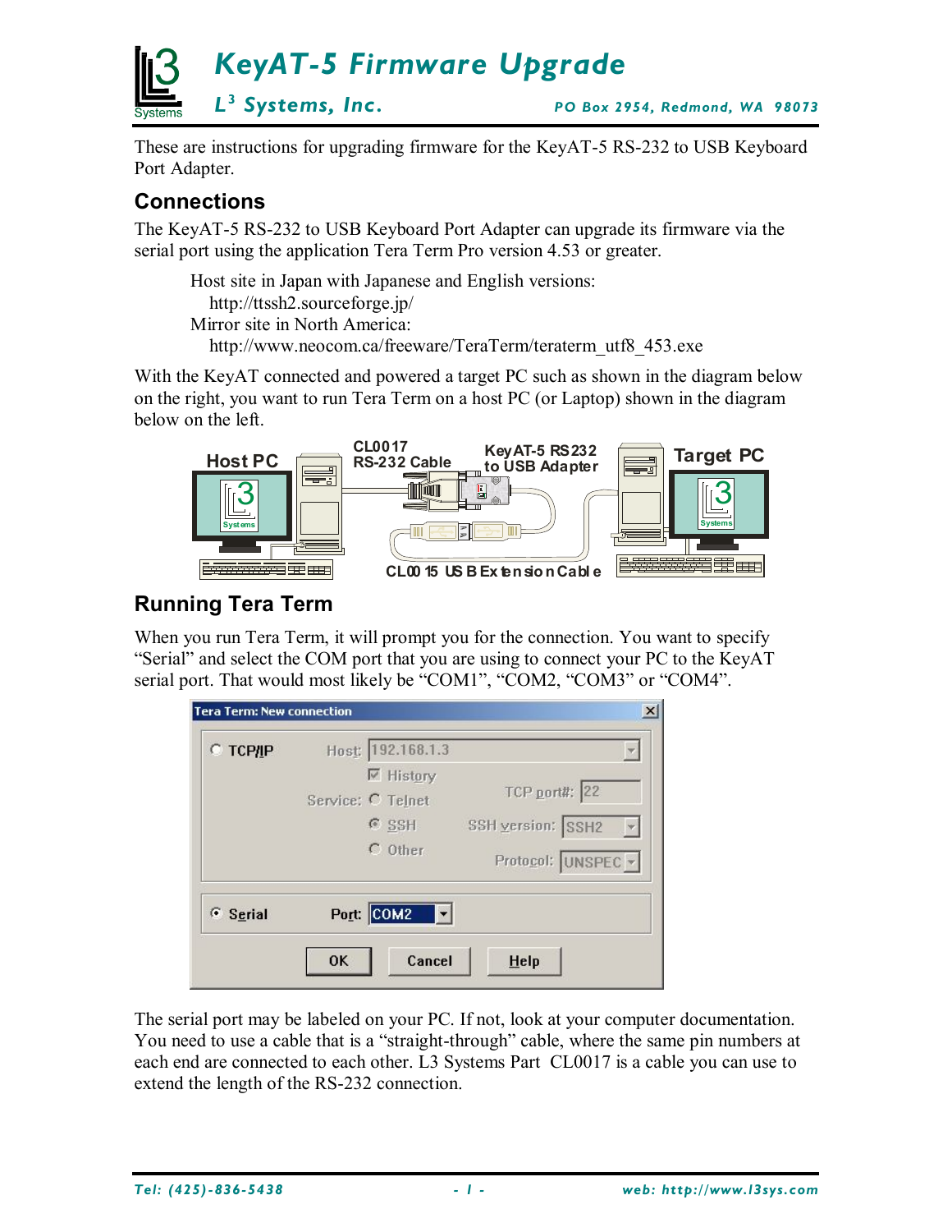# KeyAT-5 Firmware Upgrade

L[3] Systems, Inc. PO Box 2954, Redmond, WA 98073

These are instructions for upgrading firmware for the KeyAT-5 RS-232 to USB Keyboard Port Adapter.

## Connections

The KeyAT-5 RS-232 to USB Keyboard Port Adapter can upgrade its firmware via the serial port using the application Tera Term Pro version 4.53 or greater.

Host site in Japan with Japanese and English versions:
http://ttssh2.sourceforge.jp/
Mirror site in North America:
http://www.neocom.ca/freeware/TeraTerm/teraterm_utf8_453.exe

With the KeyAT connected and powered a target PC such as shown in the diagram below on the right, you want to run Tera Term on a host PC (or Laptop) shown in the diagram below on the left.

## Running Tera Term

When you run Tera Term, it will prompt you for the connection. You want to specify "Serial" and select the COM port that you are using to connect your PC to the KeyAT serial port. That would most likely be "COM1", "COM2, "COM3" or "COM4".

The serial port may be labeled on your PC. If not, look at your computer documentation. You need to use a cable that is a "straight-through" cable, where the same pin numbers at each end are connected to each other. L3 Systems Part CL0017 is a cable you can use to extend the length of the RS-232 connection.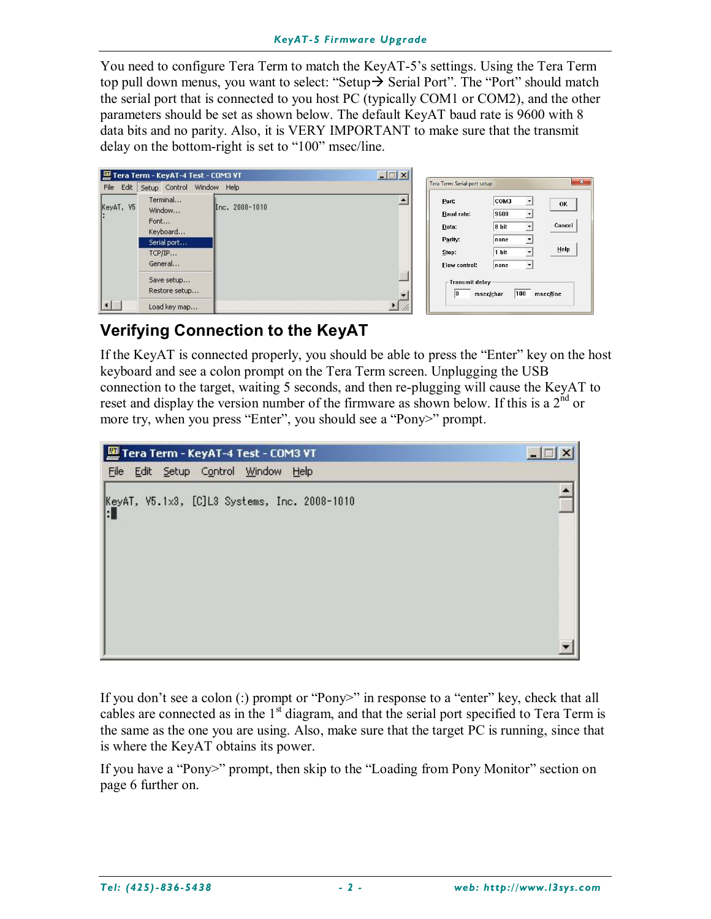You need to configure Tera Term to match the KeyAT-5's settings. Using the Tera Term top pull down menus, you want to select: "Setup→ Serial Port". The "Port" should match the serial port that is connected to you host PC (typically COM1 or COM2), and the other parameters should be set as shown below. The default KeyAT baud rate is 9600 with 8 data bits and no parity. Also, it is VERY IMPORTANT to make sure that the transmit delay on the bottom-right is set to "100" msec/line.

## Verifying Connection to the KeyAT

If the KeyAT is connected properly, you should be able to press the "Enter" key on the host keyboard and see a colon prompt on the Tera Term screen. Unplugging the USB connection to the target, waiting 5 seconds, and then re-plugging will cause the KeyAT to reset and display the version number of the firmware as shown below. If this is a 2nd or more try, when you press "Enter", you should see a "Pony>" prompt.

If you don't see a colon (:) prompt or "Pony>" in response to a "enter" key, check that all cables are connected as in the 1st diagram, and that the serial port specified to Tera Term is the same as the one you are using. Also, make sure that the target PC is running, since that is where the KeyAT obtains its power.

If you have a "Pony>" prompt, then skip to the "Loading from Pony Monitor" section on page 6 further on.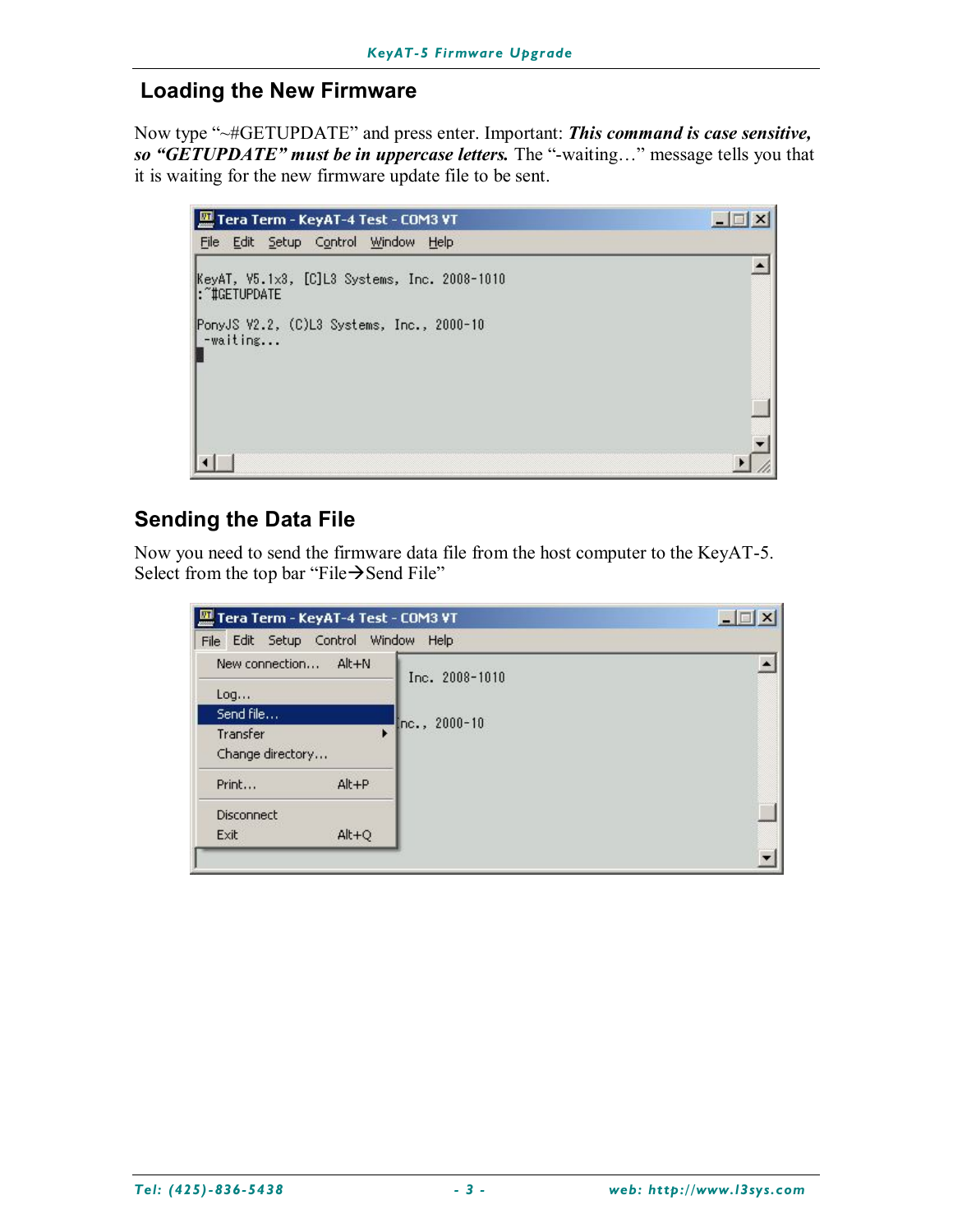## Loading the New Firmware

Now type “~#GETUPDATE” and press enter. Important: ***This command is case sensitive, so “GETUPDATE” must be in uppercase letters.*** The “-waiting…” message tells you that it is waiting for the new firmware update file to be sent.

## Sending the Data File

Now you need to send the firmware data file from the host computer to the KeyAT-5. Select from the top bar “File→Send File”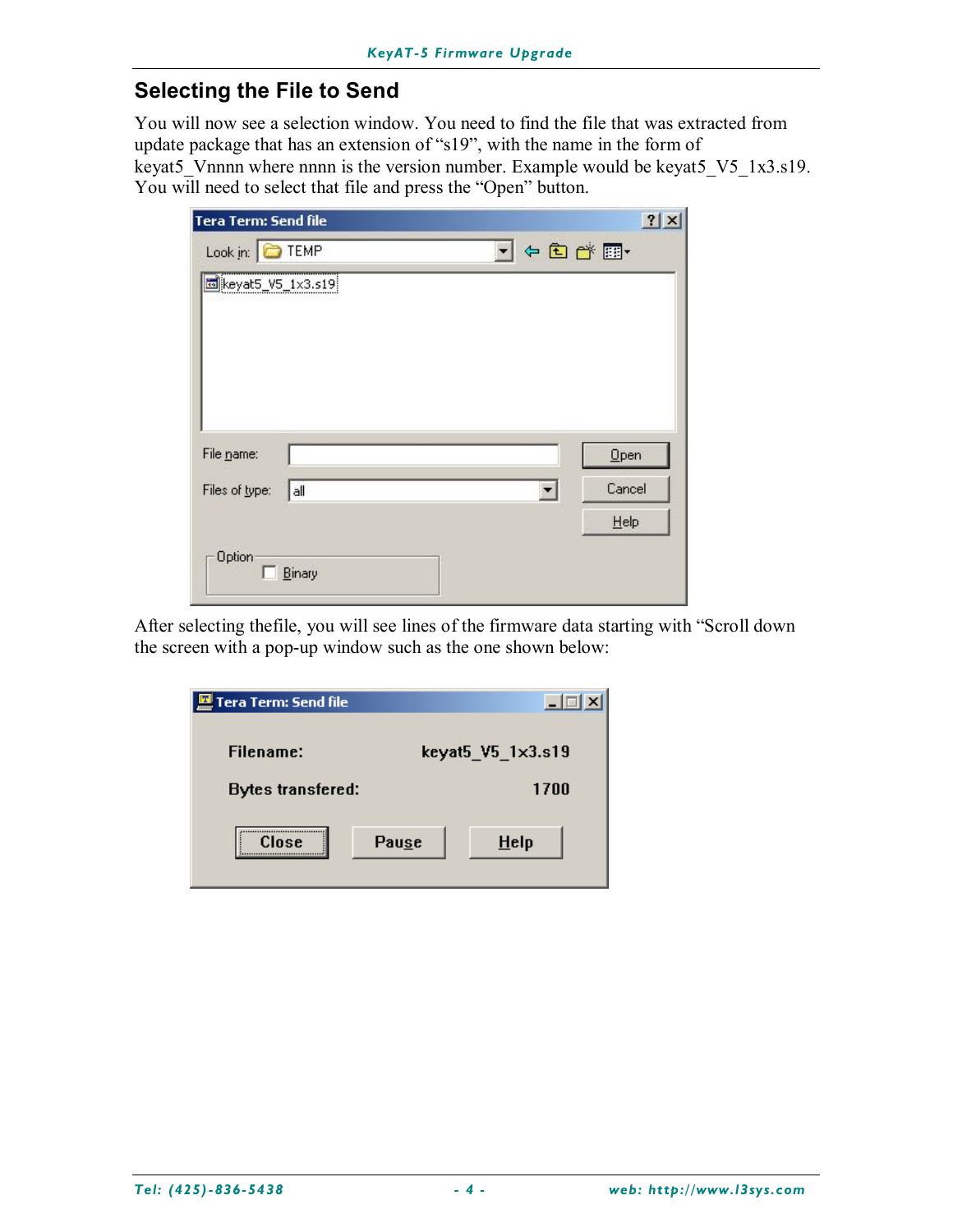## Selecting the File to Send

You will now see a selection window. You need to find the file that was extracted from update package that has an extension of “s19”, with the name in the form of keyat5_Vnnnn where nnnn is the version number. Example would be keyat5_V5_1x3.s19. You will need to select that file and press the “Open” button.

After selecting thefile, you will see lines of the firmware data starting with “Scroll down the screen with a pop-up window such as the one shown below: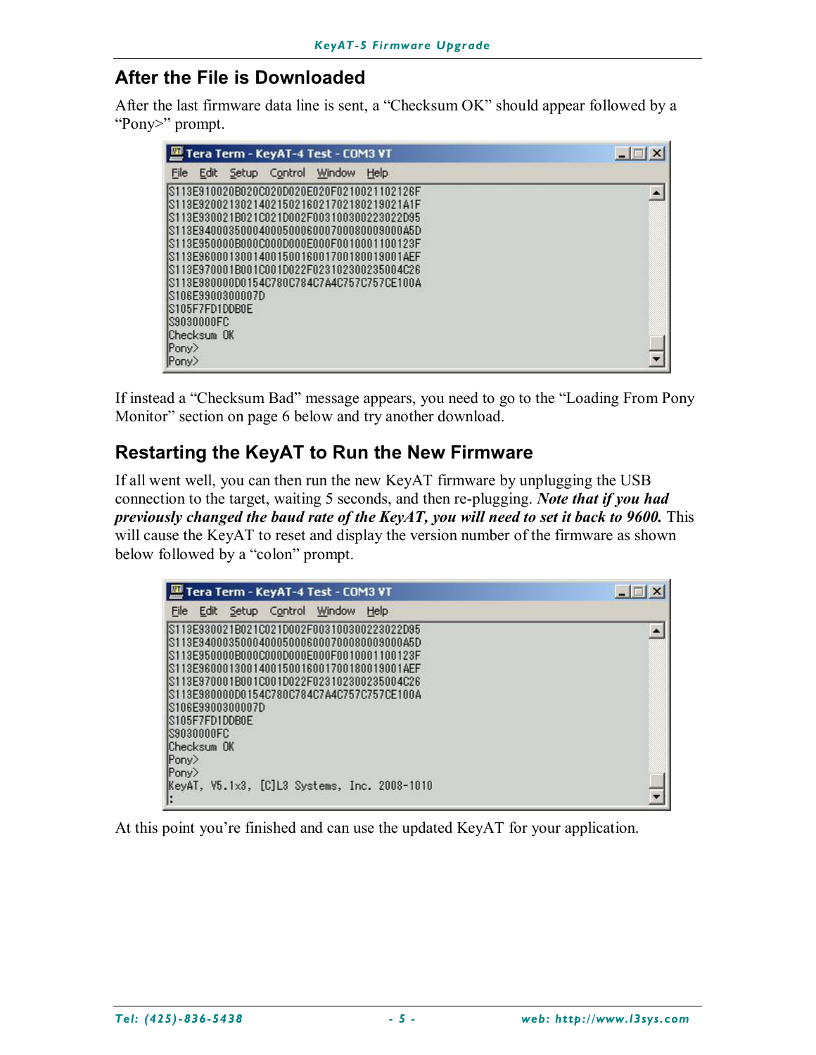## After the File is Downloaded

After the last firmware data line is sent, a "Checksum OK" should appear followed by a "Pony>" prompt.

```
S113E910020B020C020D020E020F0210021102126F
S113E92002130214021502160217021802190021A1F
S113E930021B021C021D002F003100300223022D95
S113E94000350004000500060007000800009000A5D
S113E950000B000C000D000E000F0010001100123F
S113E96000130014001500160017001800190001AEF
S113E970001B001C001D022F023102300235004C26
S113E980000D0154C780C784C7A4C757C757CE100A
S106E9900300007D
S105F7FD1DDB0E
S9030000FC
Checksum OK
Pony>
Pony>
```

If instead a "Checksum Bad" message appears, you need to go to the "Loading From Pony Monitor" section on page 6 below and try another download.

## Restarting the KeyAT to Run the New Firmware

If all went well, you can then run the new KeyAT firmware by unplugging the USB connection to the target, waiting 5 seconds, and then re-plugging. ***Note that if you had previously changed the baud rate of the KeyAT, you will need to set it back to 9600.*** This will cause the KeyAT to reset and display the version number of the firmware as shown below followed by a "colon" prompt.

```
S113E930021B021C021D002F003100300223022D95
S113E94000350004000500060007000800009000A5D
S113E950000B000C000D000E000F0010001100123F
S113E96000130014001500160017001800190001AEF
S113E970001B001C001D022F023102300235004C26
S113E980000D0154C780C784C7A4C757C757CE100A
S106E9900300007D
S105F7FD1DDB0E
S9030000FC
Checksum OK
Pony>
Pony>
KeyAT, V5.1x3, [C]L3 Systems, Inc. 2008-1010
:
```

At this point you're finished and can use the updated KeyAT for your application.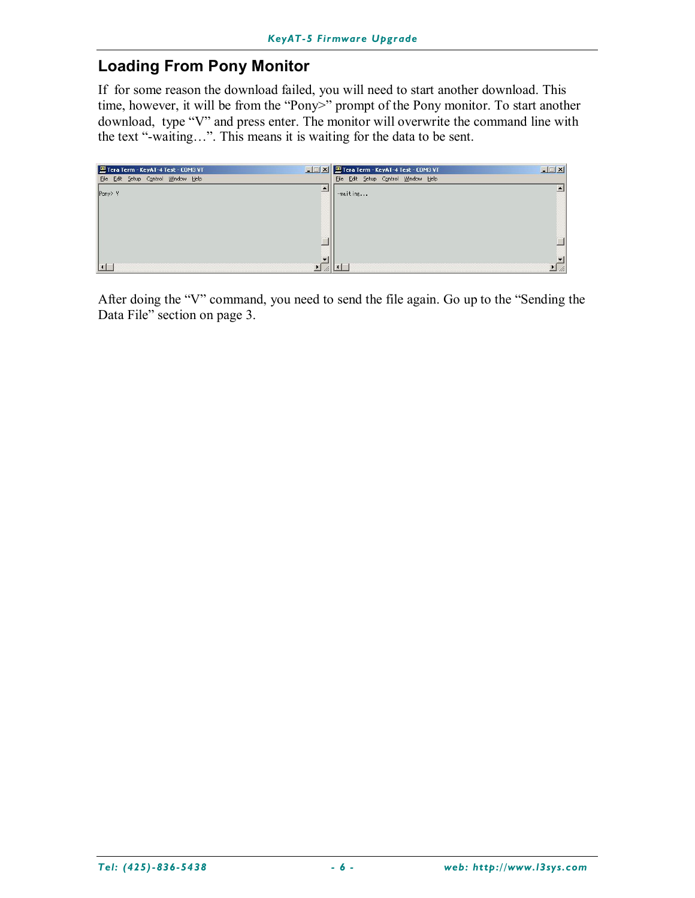## Loading From Pony Monitor

If for some reason the download failed, you will need to start another download. This time, however, it will be from the “Pony>” prompt of the Pony monitor. To start another download, type “V” and press enter. The monitor will overwrite the command line with the text “-waiting…”. This means it is waiting for the data to be sent.

After doing the “V” command, you need to send the file again. Go up to the “Sending the Data File” section on page 3.